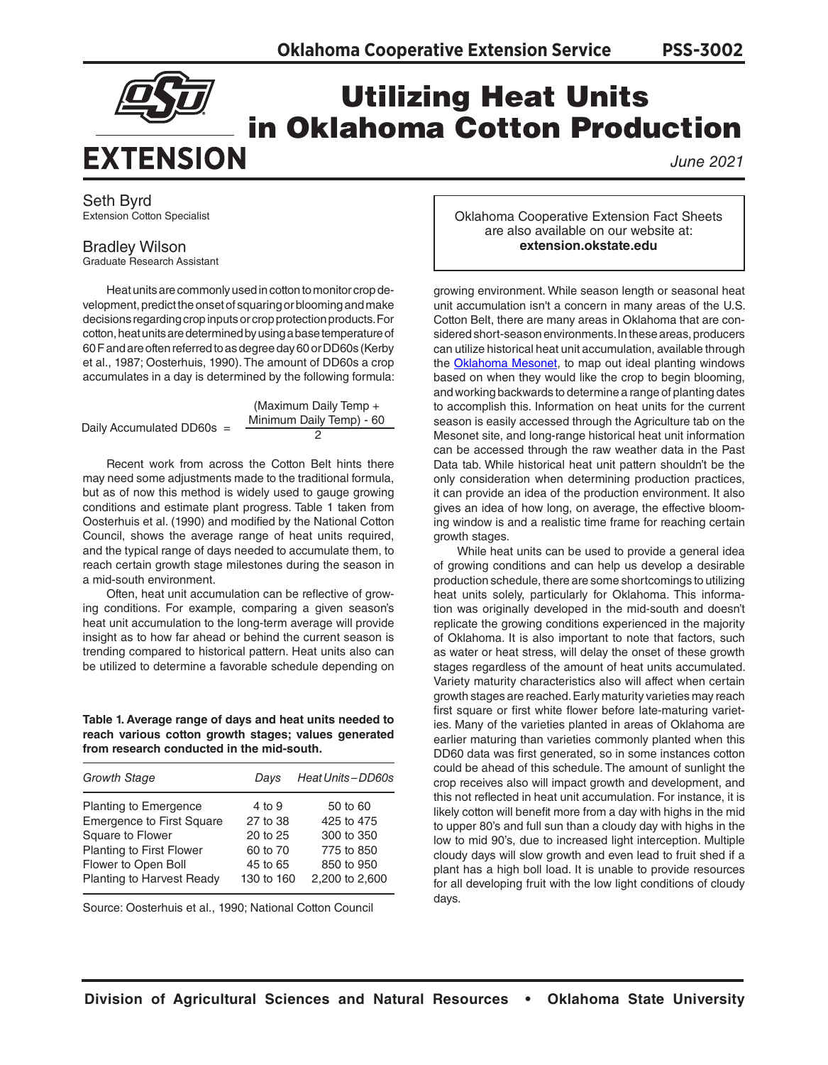# Utilizing Heat Units in Oklahoma Cotton Production

*June 2021*

Seth Byrd
Extension Cotton Specialist

Bradley Wilson
Graduate Research Assistant

Oklahoma Cooperative Extension Fact Sheets are also available on our website at: **extension.okstate.edu**

Heat units are commonly used in cotton to monitor crop development, predict the onset of squaring or blooming and make decisions regarding crop inputs or crop protection products. For cotton, heat units are determined by using a base temperature of 60 F and are often referred to as degree day 60 or DD60s (Kerby et al., 1987; Oosterhuis, 1990). The amount of DD60s a crop accumulates in a day is determined by the following formula:

$$\text{Daily Accumulated DD60s} = \frac{(\text{Maximum Daily Temp} + \text{Minimum Daily Temp}) - 60}{2}$$

Recent work from across the Cotton Belt hints there may need some adjustments made to the traditional formula, but as of now this method is widely used to gauge growing conditions and estimate plant progress. Table 1 taken from Oosterhuis et al. (1990) and modified by the National Cotton Council, shows the average range of heat units required, and the typical range of days needed to accumulate them, to reach certain growth stage milestones during the season in a mid-south environment.

Often, heat unit accumulation can be reflective of growing conditions. For example, comparing a given season's heat unit accumulation to the long-term average will provide insight as to how far ahead or behind the current season is trending compared to historical pattern. Heat units also can be utilized to determine a favorable schedule depending on growing environment. While season length or seasonal heat unit accumulation isn't a concern in many areas of the U.S. Cotton Belt, there are many areas in Oklahoma that are considered short-season environments. In these areas, producers can utilize historical heat unit accumulation, available through the Oklahoma Mesonet, to map out ideal planting windows based on when they would like the crop to begin blooming, and working backwards to determine a range of planting dates to accomplish this. Information on heat units for the current season is easily accessed through the Agriculture tab on the Mesonet site, and long-range historical heat unit information can be accessed through the raw weather data in the Past Data tab. While historical heat unit pattern shouldn't be the only consideration when determining production practices, it can provide an idea of the production environment. It also gives an idea of how long, on average, the effective blooming window is and a realistic time frame for reaching certain growth stages.

While heat units can be used to provide a general idea of growing conditions and can help us develop a desirable production schedule, there are some shortcomings to utilizing heat units solely, particularly for Oklahoma. This information was originally developed in the mid-south and doesn't replicate the growing conditions experienced in the majority of Oklahoma. It is also important to note that factors, such as water or heat stress, will delay the onset of these growth stages regardless of the amount of heat units accumulated. Variety maturity characteristics also will affect when certain growth stages are reached. Early maturity varieties may reach first square or first white flower before late-maturing varieties. Many of the varieties planted in areas of Oklahoma are earlier maturing than varieties commonly planted when this DD60 data was first generated, so in some instances cotton could be ahead of this schedule. The amount of sunlight the crop receives also will impact growth and development, and this not reflected in heat unit accumulation. For instance, it is likely cotton will benefit more from a day with highs in the mid to upper 80's and full sun than a cloudy day with highs in the low to mid 90's, due to increased light interception. Multiple cloudy days will slow growth and even lead to fruit shed if a plant has a high boll load. It is unable to provide resources for all developing fruit with the low light conditions of cloudy days.

**Table 1. Average range of days and heat units needed to reach various cotton growth stages; values generated from research conducted in the mid-south.**

| *Growth Stage* | *Days* | *Heat Units – DD60s* |
|---|---|---|
| Planting to Emergence | 4 to 9 | 50 to 60 |
| Emergence to First Square | 27 to 38 | 425 to 475 |
| Square to Flower | 20 to 25 | 300 to 350 |
| Planting to First Flower | 60 to 70 | 775 to 850 |
| Flower to Open Boll | 45 to 65 | 850 to 950 |
| Planting to Harvest Ready | 130 to 160 | 2,200 to 2,600 |

Source: Oosterhuis et al., 1990; National Cotton Council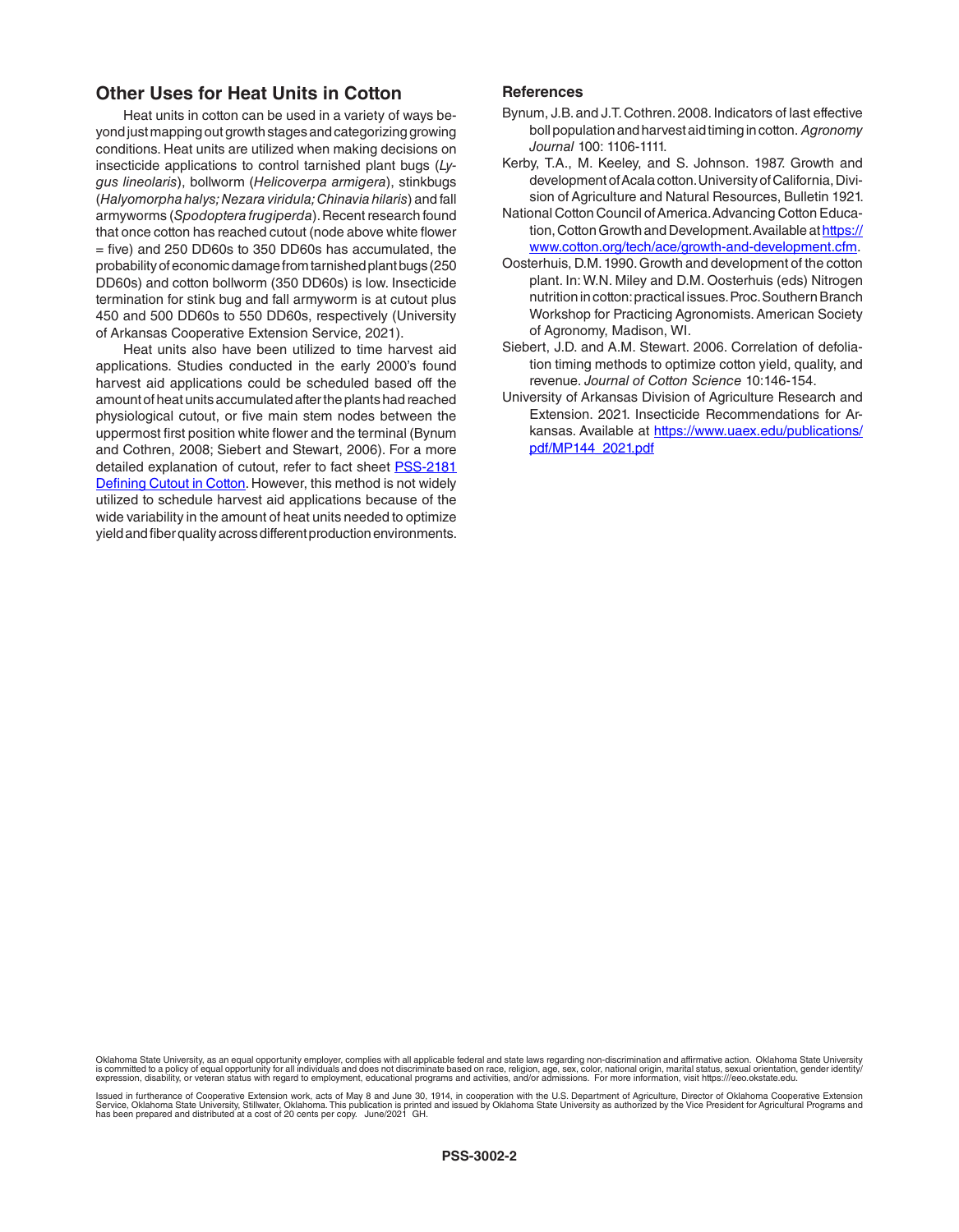## Other Uses for Heat Units in Cotton

Heat units in cotton can be used in a variety of ways beyond just mapping out growth stages and categorizing growing conditions. Heat units are utilized when making decisions on insecticide applications to control tarnished plant bugs (*Lygus lineolaris*), bollworm (*Helicoverpa armigera*), stinkbugs (*Halyomorpha halys; Nezara viridula; Chinavia hilaris*) and fall armyworms (*Spodoptera frugiperda*). Recent research found that once cotton has reached cutout (node above white flower = five) and 250 DD60s to 350 DD60s has accumulated, the probability of economic damage from tarnished plant bugs (250 DD60s) and cotton bollworm (350 DD60s) is low. Insecticide termination for stink bug and fall armyworm is at cutout plus 450 and 500 DD60s to 550 DD60s, respectively (University of Arkansas Cooperative Extension Service, 2021).

Heat units also have been utilized to time harvest aid applications. Studies conducted in the early 2000's found harvest aid applications could be scheduled based off the amount of heat units accumulated after the plants had reached physiological cutout, or five main stem nodes between the uppermost first position white flower and the terminal (Bynum and Cothren, 2008; Siebert and Stewart, 2006). For a more detailed explanation of cutout, refer to fact sheet [PSS-2181 Defining Cutout in Cotton](). However, this method is not widely utilized to schedule harvest aid applications because of the wide variability in the amount of heat units needed to optimize yield and fiber quality across different production environments.

## References

Bynum, J.B. and J.T. Cothren. 2008. Indicators of last effective boll population and harvest aid timing in cotton. *Agronomy Journal* 100: 1106-1111.

Kerby, T.A., M. Keeley, and S. Johnson. 1987. Growth and development of Acala cotton. University of California, Division of Agriculture and Natural Resources, Bulletin 1921.

National Cotton Council of America. Advancing Cotton Education, Cotton Growth and Development. Available at https://www.cotton.org/tech/ace/growth-and-development.cfm.

Oosterhuis, D.M. 1990. Growth and development of the cotton plant. In: W.N. Miley and D.M. Oosterhuis (eds) Nitrogen nutrition in cotton: practical issues. Proc. Southern Branch Workshop for Practicing Agronomists. American Society of Agronomy, Madison, WI.

Siebert, J.D. and A.M. Stewart. 2006. Correlation of defoliation timing methods to optimize cotton yield, quality, and revenue. *Journal of Cotton Science* 10:146-154.

University of Arkansas Division of Agriculture Research and Extension. 2021. Insecticide Recommendations for Arkansas. Available at https://www.uaex.edu/publications/pdf/MP144_2021.pdf

Oklahoma State University, as an equal opportunity employer, complies with all applicable federal and state laws regarding non-discrimination and affirmative action. Oklahoma State University is committed to a policy of equal opportunity for all individuals and does not discriminate based on race, religion, age, sex, color, national origin, marital status, sexual orientation, gender identity/expression, disability, or veteran status with regard to employment, educational programs and activities, and/or admissions. For more information, visit https:///eeo.okstate.edu.

Issued in furtherance of Cooperative Extension work, acts of May 8 and June 30, 1914, in cooperation with the U.S. Department of Agriculture, Director of Oklahoma Cooperative Extension Service, Oklahoma State University, Stillwater, Oklahoma. This publication is printed and issued by Oklahoma State University as authorized by the Vice President for Agricultural Programs and has been prepared and distributed at a cost of 20 cents per copy. June/2021 GH.